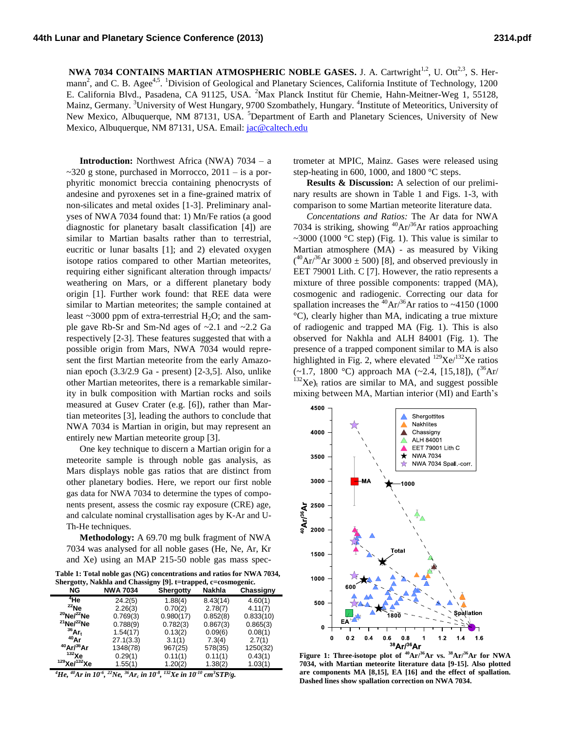**NWA 7034 CONTAINS MARTIAN ATMOSPHERIC NOBLE GASES.** J. A. Cartwright[1,2], U. Ott[2,3], S. Herrmann[2], and C. B. Agee[4,5]. [1]Division of Geological and Planetary Sciences, California Institute of Technology, 1200 E. California Blvd., Pasadena, CA 91125, USA. [2]Max Planck Institut für Chemie, Hahn-Meitner-Weg 1, 55128, Mainz, Germany. [3]University of West Hungary, 9700 Szombathely, Hungary. [4]Institute of Meteoritics, University of New Mexico, Albuquerque, NM 87131, USA. [5]Department of Earth and Planetary Sciences, University of New Mexico, Albuquerque, NM 87131, USA. Email: jac@caltech.edu

**Introduction:** Northwest Africa (NWA) 7034 – a ~320 g stone, purchased in Morrocco, 2011 – is a porphyritic monomict breccia containing phenocrysts of andesine and pyroxenes set in a fine-grained matrix of non-silicates and metal oxides [1-3]. Preliminary analyses of NWA 7034 found that: 1) Mn/Fe ratios (a good diagnostic for planetary basalt classification [4]) are similar to Martian basalts rather than to terrestrial, eucritic or lunar basalts [1]; and 2) elevated oxygen isotope ratios compared to other Martian meteorites, requiring either significant alteration through impacts/ weathering on Mars, or a different planetary body origin [1]. Further work found: that REE data were similar to Martian meteorites; the sample contained at least ~3000 ppm of extra-terrestrial $H_2O$; and the sample gave Rb-Sr and Sm-Nd ages of ~2.1 and ~2.2 Ga respectively [2-3]. These features suggested that with a possible origin from Mars, NWA 7034 would represent the first Martian meteorite from the early Amazonian epoch (3.3/2.9 Ga - present) [2-3,5]. Also, unlike other Martian meteorites, there is a remarkable similarity in bulk composition with Martian rocks and soils measured at Gusev Crater (e.g. [6]), rather than Martian meteorites [3], leading the authors to conclude that NWA 7034 is Martian in origin, but may represent an entirely new Martian meteorite group [3].

One key technique to discern a Martian origin for a meteorite sample is through noble gas analysis, as Mars displays noble gas ratios that are distinct from other planetary bodies. Here, we report our first noble gas data for NWA 7034 to determine the types of components present, assess the cosmic ray exposure (CRE) age, and calculate nominal crystallisation ages by K-Ar and U-Th-He techniques.

**Methodology:** A 69.70 mg bulk fragment of NWA 7034 was analysed for all noble gases (He, Ne, Ar, Kr and Xe) using an MAP 215-50 noble gas mass spectrometer at MPIC, Mainz. Gases were released using step-heating in 600, 1000, and 1800 °C steps.

**Table 1: Total noble gas (NG) concentrations and ratios for NWA 7034, Shergotty, Nakhla and Chassigny [9]. t=trapped, c=cosmogenic.**

| NG | NWA 7034 | Shergotty | Nakhla | Chassigny |
|---|---|---|---|---|
| $^{4}$He | 24.2(5) | 1.88(4) | 8.43(14) | 4.60(1) |
| $^{22}$Ne | 2.26(3) | 0.70(2) | 2.78(7) | 4.11(7) |
| $^{20}$Ne/$^{22}$Ne | 0.769(3) | 0.980(17) | 0.852(8) | 0.833(10) |
| $^{21}$Ne/$^{22}$Ne | 0.788(9) | 0.782(3) | 0.867(3) | 0.865(3) |
| $^{36}$Ar$_t$ | 1.54(17) | 0.13(2) | 0.09(6) | 0.08(1) |
| $^{40}$Ar | 27.1(3.3) | 3.1(1) | 7.3(4) | 2.7(1) |
| $^{40}$Ar/$^{36}$Ar | 1348(78) | 967(25) | 578(35) | 1250(32) |
| $^{132}$Xe | 0.29(1) | 0.11(1) | 0.11(1) | 0.43(1) |
| $^{129}$Xe/$^{132}$Xe | 1.55(1) | 1.20(2) | 1.38(2) | 1.03(1) |

*$^{4}$He, $^{40}$Ar in $10^{-6}$, $^{22}$Ne, $^{36}$Ar$_c$ in $10^{-8}$, $^{132}$Xe in $10^{-10}$ cm$^3$STP/g.*

**Results & Discussion:** A selection of our preliminary results are shown in Table 1 and Figs. 1-3, with comparison to some Martian meteorite literature data.

*Concentations and Ratios:* The Ar data for NWA 7034 is striking, showing $^{40}$Ar/$^{36}$Ar ratios approaching ~3000 (1000 °C step) (Fig. 1). This value is similar to Martian atmosphere (MA) - as measured by Viking ($^{40}$Ar/$^{36}$Ar 3000 ± 500) [8], and observed previously in EET 79001 Lith. C [7]. However, the ratio represents a mixture of three possible components: trapped (MA), cosmogenic and radiogenic. Correcting our data for spallation increases the $^{40}$Ar/$^{36}$Ar ratios to ~4150 (1000 °C), clearly higher than MA, indicating a true mixture of radiogenic and trapped MA (Fig. 1). This is also observed for Nakhla and ALH 84001 (Fig. 1). The presence of a trapped component similar to MA is also highlighted in Fig. 2, where elevated $^{129}$Xe/$^{132}$Xe ratios (~1.7, 1800 °C) approach MA (~2.4, [15,18]), ($^{36}$Ar/ $^{132}$Xe)$_t$ ratios are similar to MA, and suggest possible mixing between MA, Martian interior (MI) and Earth's

**Figure 1: Three-isotope plot of $^{40}$Ar/$^{36}$Ar vs. $^{38}$Ar/$^{36}$Ar for NWA 7034, with Martian meteorite literature data [9-15]. Also plotted are components MA [8,15], EA [16] and the effect of spallation. Dashed lines show spallation correction on NWA 7034.**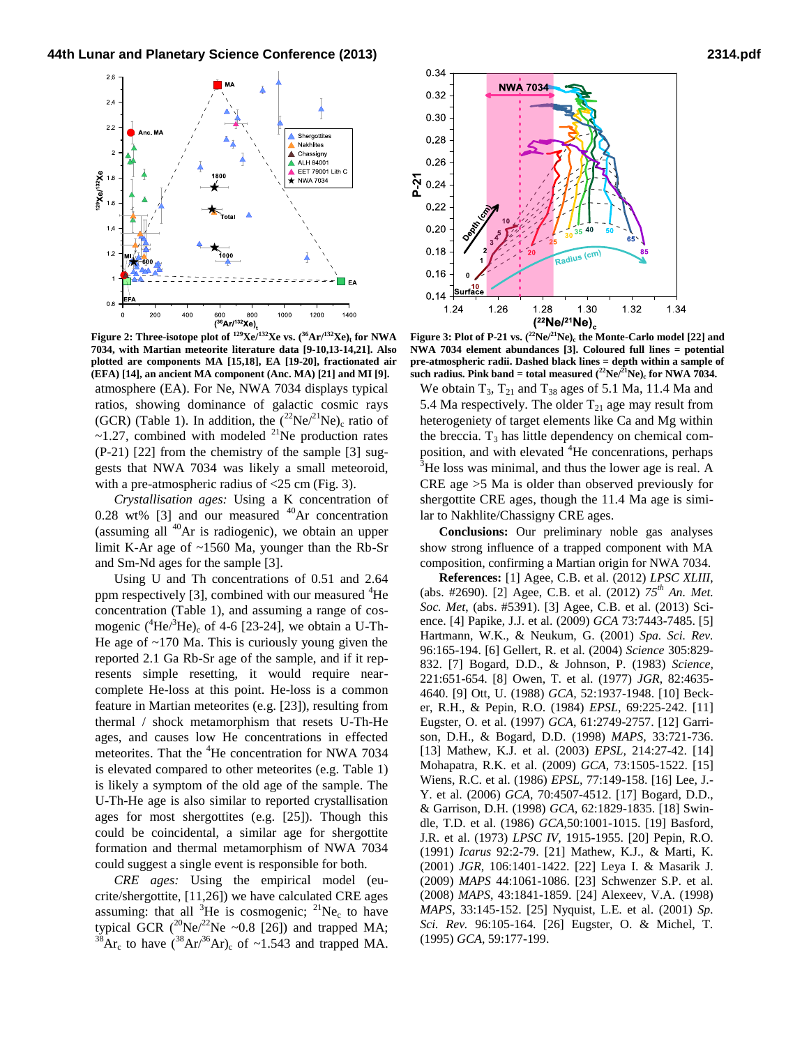2.6
2.4
2.2
2
1.8
1.6
1.4
1.2
1
0.8
0 200 400 600 800 1000 1200 1400
$(^{36}Ar/^{132}Xe)_t$
$^{129}Xe/^{132}Xe$
MA
Anc. MA
EA
EFA
MI
600
1800
Total
1000
Shergottites
Nakhlites
Chassigny
ALH 84001
EET 79001 Lith C
NWA 7034

**Figure 2: Three-isotope plot of $^{129}Xe/^{132}Xe$ vs. $(^{36}Ar/^{132}Xe)_t$ for NWA 7034, with Martian meteorite literature data [9-10,13-14,21]. Also plotted are components MA [15,18], EA [19-20], fractionated air (EFA) [14], an ancient MA component (Anc. MA) [21] and MI [9].**

atmosphere (EA). For Ne, NWA 7034 displays typical ratios, showing dominance of galactic cosmic rays (GCR) (Table 1). In addition, the $(^{22}Ne/^{21}Ne)_c$ ratio of ~1.27, combined with modeled $^{21}Ne$ production rates (P-21) [22] from the chemistry of the sample [3] suggests that NWA 7034 was likely a small meteoroid, with a pre-atmospheric radius of <25 cm (Fig. 3).

*Crystallisation ages:* Using a K concentration of 0.28 wt% [3] and our measured $^{40}Ar$ concentration (assuming all $^{40}Ar$ is radiogenic), we obtain an upper limit K-Ar age of ~1560 Ma, younger than the Rb-Sr and Sm-Nd ages for the sample [3].

Using U and Th concentrations of 0.51 and 2.64 ppm respectively [3], combined with our measured $^{4}He$ concentration (Table 1), and assuming a range of cosmogenic $(^{4}He/^{3}He)_c$ of 4-6 [23-24], we obtain a U-Th-He age of ~170 Ma. This is curiously young given the reported 2.1 Ga Rb-Sr age of the sample, and if it represents simple resetting, it would require near-complete He-loss at this point. He-loss is a common feature in Martian meteorites (e.g. [23]), resulting from thermal / shock metamorphism that resets U-Th-He ages, and causes low He concentrations in effected meteorites. That the $^{4}He$ concentration for NWA 7034 is elevated compared to other meteorites (e.g. Table 1) is likely a symptom of the old age of the sample. The U-Th-He age is also similar to reported crystallisation ages for most shergottites (e.g. [25]). Though this could be coincidental, a similar age for shergottite formation and thermal metamorphism of NWA 7034 could suggest a single event is responsible for both.

*CRE ages:* Using the empirical model (eucrite/shergottite, [11,26]) we have calculated CRE ages assuming: that all $^{3}He$ is cosmogenic; $^{21}Ne_c$ to have typical GCR ($^{20}Ne/^{22}Ne$ ~0.8 [26]) and trapped MA; $^{38}Ar_c$ to have $(^{38}Ar/^{36}Ar)_c$ of ~1.543 and trapped MA.

0.34
0.32
0.30
0.28
0.26
0.24
0.22
0.20
0.18
0.16
0.14
1.24 1.26 1.28 1.30 1.32 1.34
$(^{22}Ne/^{21}Ne)_c$
P-21
NWA 7034
Depth (cm)
Radius (cm)
Surface
0 1 2 3 4 5 10
10 20 25 30 35 40 50 65 85

**Figure 3: Plot of P-21 vs. $(^{22}Ne/^{21}Ne)_c$ the Monte-Carlo model [22] and NWA 7034 element abundances [3]. Coloured full lines = potential pre-atmospheric radii. Dashed black lines = depth within a sample of such radius. Pink band = total measured $(^{22}Ne/^{21}Ne)_c$ for NWA 7034.**

We obtain $T_3$, $T_{21}$ and $T_{38}$ ages of 5.1 Ma, 11.4 Ma and 5.4 Ma respectively. The older $T_{21}$ age may result from heterogeneity of target elements like Ca and Mg within the breccia. $T_3$ has little dependency on chemical composition, and with elevated $^{4}He$ concentrations, perhaps $^{3}He$ loss was minimal, and thus the lower age is real. A CRE age >5 Ma is older than observed previously for shergottite CRE ages, though the 11.4 Ma age is similar to Nakhlite/Chassigny CRE ages.

**Conclusions:** Our preliminary noble gas analyses show strong influence of a trapped component with MA composition, confirming a Martian origin for NWA 7034.

**References:** [1] Agee, C.B. et al. (2012) *LPSC XLIII*, (abs. #2690). [2] Agee, C.B. et al. (2012) *75th An. Met. Soc. Met*, (abs. #5391). [3] Agee, C.B. et al. (2013) Science. [4] Papike, J.J. et al. (2009) *GCA* 73:7443-7485. [5] Hartmann, W.K., & Neukum, G. (2001) *Spa. Sci. Rev.* 96:165-194. [6] Gellert, R. et al. (2004) *Science* 305:829-832. [7] Bogard, D.D., & Johnson, P. (1983) *Science*, 221:651-654. [8] Owen, T. et al. (1977) *JGR*, 82:4635-4640. [9] Ott, U. (1988) *GCA*, 52:1937-1948. [10] Becker, R.H., & Pepin, R.O. (1984) *EPSL*, 69:225-242. [11] Eugster, O. et al. (1997) *GCA*, 61:2749-2757. [12] Garrison, D.H., & Bogard, D.D. (1998) *MAPS*, 33:721-736. [13] Mathew, K.J. et al. (2003) *EPSL*, 214:27-42. [14] Mohapatra, R.K. et al. (2009) *GCA*, 73:1505-1522. [15] Wiens, R.C. et al. (1986) *EPSL*, 77:149-158. [16] Lee, J.-Y. et al. (2006) *GCA*, 70:4507-4512. [17] Bogard, D.D., & Garrison, D.H. (1998) *GCA*, 62:1829-1835. [18] Swindle, T.D. et al. (1986) *GCA*,50:1001-1015. [19] Basford, J.R. et al. (1973) *LPSC IV*, 1915-1955. [20] Pepin, R.O. (1991) *Icarus* 92:2-79. [21] Mathew, K.J., & Marti, K. (2001) *JGR*, 106:1401-1422. [22] Leya I. & Masarik J. (2009) *MAPS* 44:1061-1086. [23] Schwenzer S.P. et al. (2008) *MAPS*, 43:1841-1859. [24] Alexeev, V.A. (1998) *MAPS*, 33:145-152. [25] Nyquist, L.E. et al. (2001) *Sp. Sci. Rev.* 96:105-164. [26] Eugster, O. & Michel, T. (1995) *GCA*, 59:177-199.